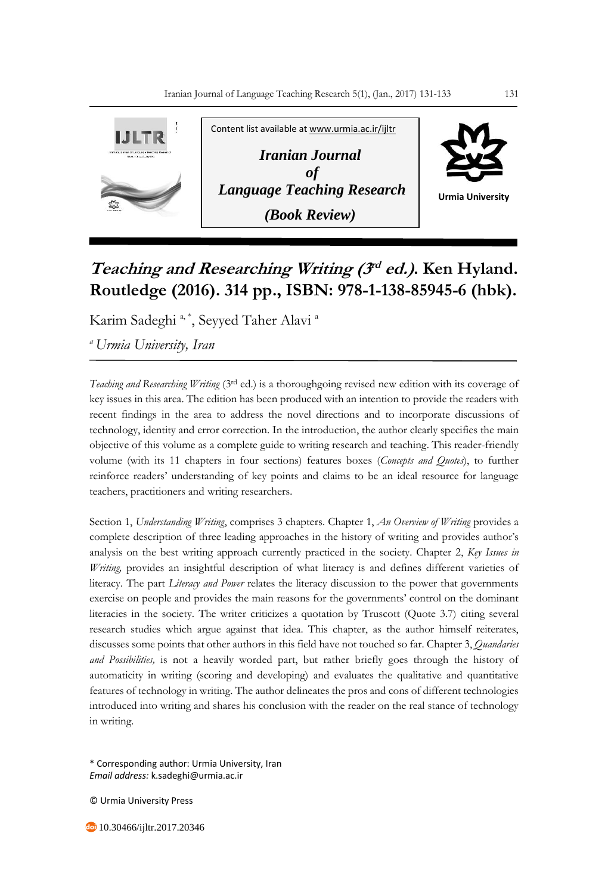Content list available at www.urmia.ac.ir/ijltr

*Iranian Journal of Language Teaching Research*

*(Book Review)*

Urmia University

# *Teaching and Researching Writing (3rd ed.)*. Ken Hyland. Routledge (2016). 314 pp., ISBN: 978-1-138-85945-6 (hbk).

Karim Sadeghi [a, *], Seyyed Taher Alavi [a]

[a] *Urmia University, Iran*

*Teaching and Researching Writing* (3rd ed.) is a thoroughgoing revised new edition with its coverage of key issues in this area. The edition has been produced with an intention to provide the readers with recent findings in the area to address the novel directions and to incorporate discussions of technology, identity and error correction. In the introduction, the author clearly specifies the main objective of this volume as a complete guide to writing research and teaching. This reader-friendly volume (with its 11 chapters in four sections) features boxes (*Concepts and Quotes*), to further reinforce readers' understanding of key points and claims to be an ideal resource for language teachers, practitioners and writing researchers.

Section 1, *Understanding Writing*, comprises 3 chapters. Chapter 1, *An Overview of Writing* provides a complete description of three leading approaches in the history of writing and provides author's analysis on the best writing approach currently practiced in the society. Chapter 2, *Key Issues in Writing,* provides an insightful description of what literacy is and defines different varieties of literacy. The part *Literacy and Power* relates the literacy discussion to the power that governments exercise on people and provides the main reasons for the governments' control on the dominant literacies in the society. The writer criticizes a quotation by Truscott (Quote 3.7) citing several research studies which argue against that idea. This chapter, as the author himself reiterates, discusses some points that other authors in this field have not touched so far. Chapter 3, *Quandaries and Possibilities,* is not a heavily worded part, but rather briefly goes through the history of automaticity in writing (scoring and developing) and evaluates the qualitative and quantitative features of technology in writing. The author delineates the pros and cons of different technologies introduced into writing and shares his conclusion with the reader on the real stance of technology in writing.

\* Corresponding author: Urmia University, Iran
*Email address:* k.sadeghi@urmia.ac.ir

© Urmia University Press

10.30466/ijltr.2017.20346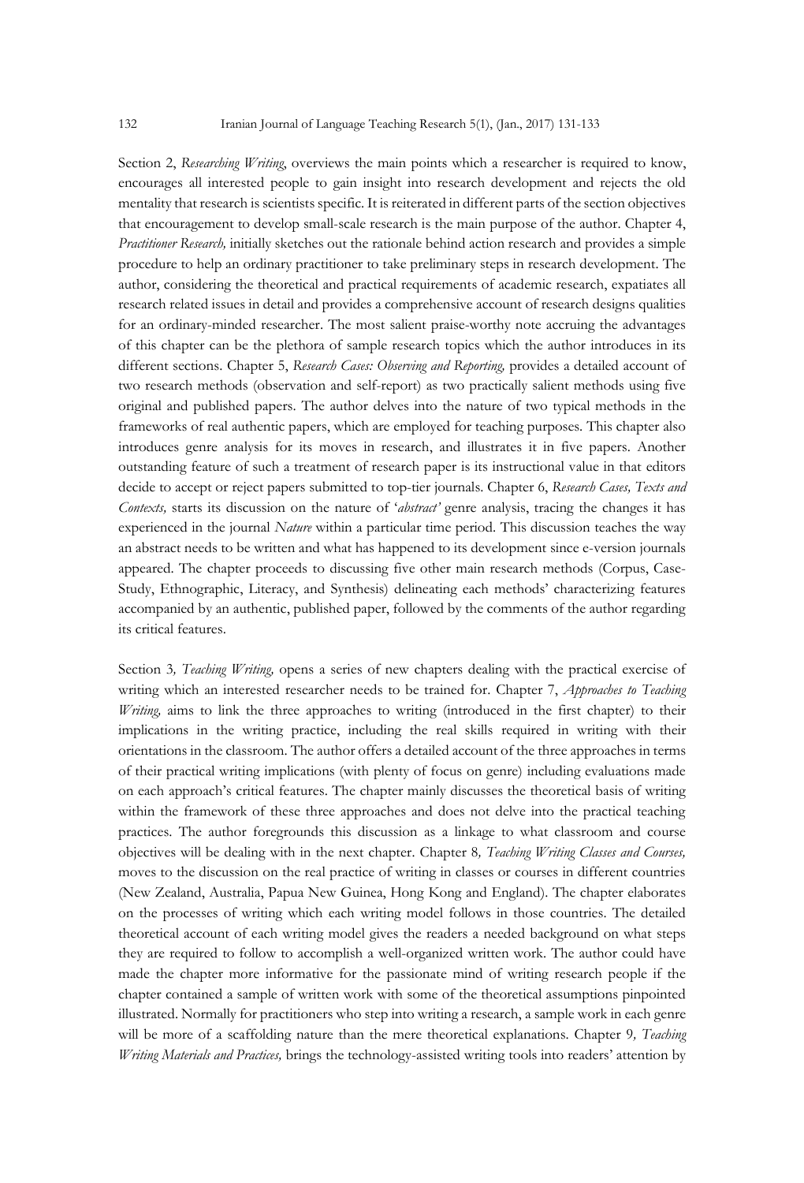Section 2, *Researching Writing*, overviews the main points which a researcher is required to know, encourages all interested people to gain insight into research development and rejects the old mentality that research is scientists specific. It is reiterated in different parts of the section objectives that encouragement to develop small-scale research is the main purpose of the author. Chapter 4, *Practitioner Research,* initially sketches out the rationale behind action research and provides a simple procedure to help an ordinary practitioner to take preliminary steps in research development. The author, considering the theoretical and practical requirements of academic research, expatiates all research related issues in detail and provides a comprehensive account of research designs qualities for an ordinary-minded researcher. The most salient praise-worthy note accruing the advantages of this chapter can be the plethora of sample research topics which the author introduces in its different sections. Chapter 5, *Research Cases: Observing and Reporting,* provides a detailed account of two research methods (observation and self-report) as two practically salient methods using five original and published papers. The author delves into the nature of two typical methods in the frameworks of real authentic papers, which are employed for teaching purposes. This chapter also introduces genre analysis for its moves in research, and illustrates it in five papers. Another outstanding feature of such a treatment of research paper is its instructional value in that editors decide to accept or reject papers submitted to top-tier journals. Chapter 6, *Research Cases, Texts and Contexts,* starts its discussion on the nature of '*abstract'* genre analysis, tracing the changes it has experienced in the journal *Nature* within a particular time period. This discussion teaches the way an abstract needs to be written and what has happened to its development since e-version journals appeared. The chapter proceeds to discussing five other main research methods (Corpus, Case-Study, Ethnographic, Literacy, and Synthesis) delineating each methods' characterizing features accompanied by an authentic, published paper, followed by the comments of the author regarding its critical features.

Section 3*, Teaching Writing,* opens a series of new chapters dealing with the practical exercise of writing which an interested researcher needs to be trained for. Chapter 7, *Approaches to Teaching Writing,* aims to link the three approaches to writing (introduced in the first chapter) to their implications in the writing practice, including the real skills required in writing with their orientations in the classroom. The author offers a detailed account of the three approaches in terms of their practical writing implications (with plenty of focus on genre) including evaluations made on each approach's critical features. The chapter mainly discusses the theoretical basis of writing within the framework of these three approaches and does not delve into the practical teaching practices. The author foregrounds this discussion as a linkage to what classroom and course objectives will be dealing with in the next chapter. Chapter 8*, Teaching Writing Classes and Courses,* moves to the discussion on the real practice of writing in classes or courses in different countries (New Zealand, Australia, Papua New Guinea, Hong Kong and England). The chapter elaborates on the processes of writing which each writing model follows in those countries. The detailed theoretical account of each writing model gives the readers a needed background on what steps they are required to follow to accomplish a well-organized written work. The author could have made the chapter more informative for the passionate mind of writing research people if the chapter contained a sample of written work with some of the theoretical assumptions pinpointed illustrated. Normally for practitioners who step into writing a research, a sample work in each genre will be more of a scaffolding nature than the mere theoretical explanations. Chapter 9*, Teaching Writing Materials and Practices,* brings the technology-assisted writing tools into readers' attention by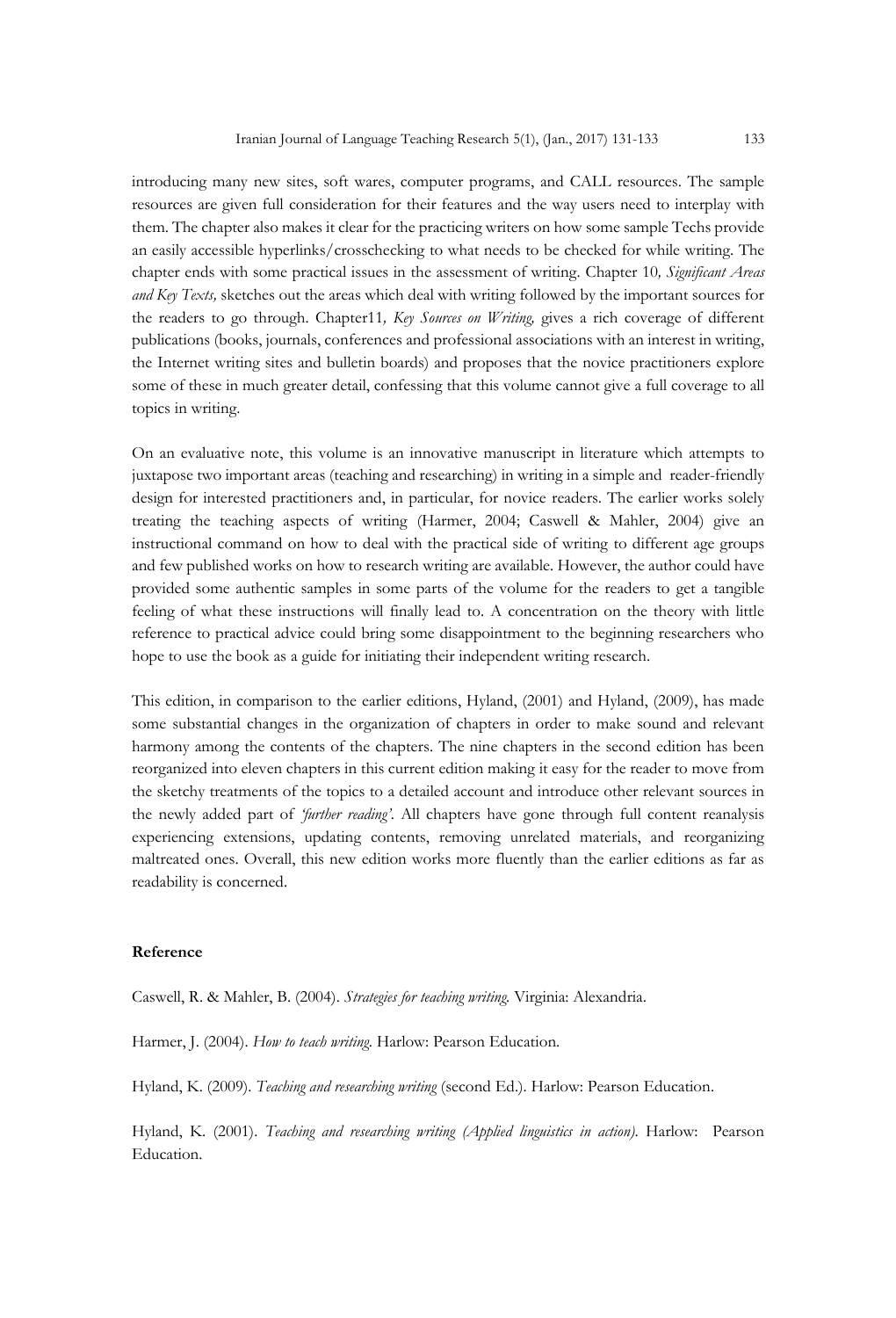introducing many new sites, soft wares, computer programs, and CALL resources. The sample resources are given full consideration for their features and the way users need to interplay with them. The chapter also makes it clear for the practicing writers on how some sample Techs provide an easily accessible hyperlinks/crosschecking to what needs to be checked for while writing. The chapter ends with some practical issues in the assessment of writing. Chapter 10*, Significant Areas and Key Texts,* sketches out the areas which deal with writing followed by the important sources for the readers to go through. Chapter11*, Key Sources on Writing,* gives a rich coverage of different publications (books, journals, conferences and professional associations with an interest in writing, the Internet writing sites and bulletin boards) and proposes that the novice practitioners explore some of these in much greater detail, confessing that this volume cannot give a full coverage to all topics in writing.

On an evaluative note, this volume is an innovative manuscript in literature which attempts to juxtapose two important areas (teaching and researching) in writing in a simple and reader-friendly design for interested practitioners and, in particular, for novice readers. The earlier works solely treating the teaching aspects of writing (Harmer, 2004; Caswell & Mahler, 2004) give an instructional command on how to deal with the practical side of writing to different age groups and few published works on how to research writing are available. However, the author could have provided some authentic samples in some parts of the volume for the readers to get a tangible feeling of what these instructions will finally lead to. A concentration on the theory with little reference to practical advice could bring some disappointment to the beginning researchers who hope to use the book as a guide for initiating their independent writing research.

This edition, in comparison to the earlier editions, Hyland, (2001) and Hyland, (2009), has made some substantial changes in the organization of chapters in order to make sound and relevant harmony among the contents of the chapters. The nine chapters in the second edition has been reorganized into eleven chapters in this current edition making it easy for the reader to move from the sketchy treatments of the topics to a detailed account and introduce other relevant sources in the newly added part of *'further reading'*. All chapters have gone through full content reanalysis experiencing extensions, updating contents, removing unrelated materials, and reorganizing maltreated ones. Overall, this new edition works more fluently than the earlier editions as far as readability is concerned.

### Reference

Caswell, R. & Mahler, B. (2004). *Strategies for teaching writing.* Virginia: Alexandria.

Harmer, J. (2004). *How to teach writing.* Harlow: Pearson Education.

Hyland, K. (2009). *Teaching and researching writing* (second Ed.). Harlow: Pearson Education.

Hyland, K. (2001). *Teaching and researching writing (Applied linguistics in action).* Harlow: Pearson Education.